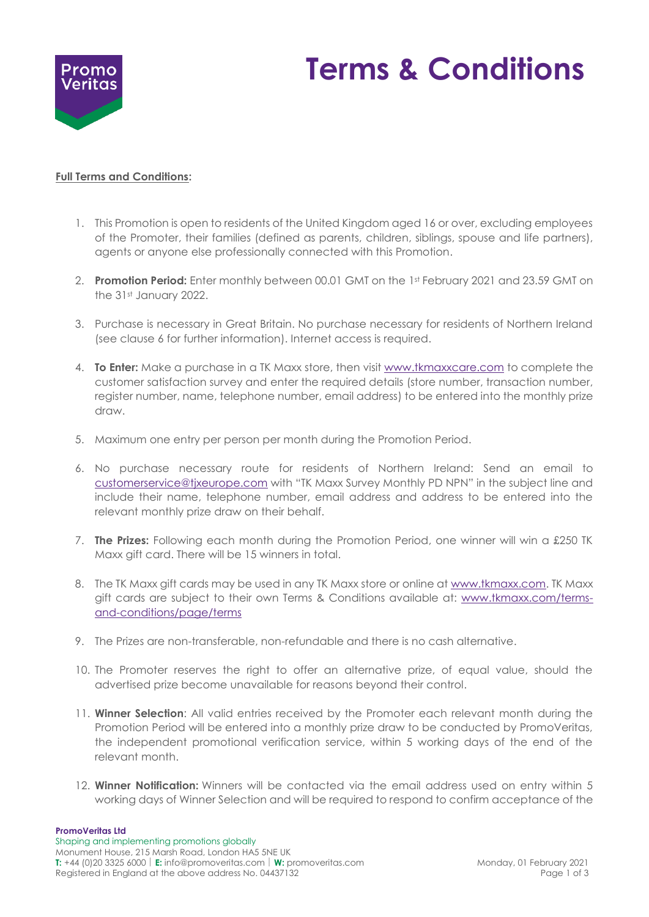# Terms & Conditions

**Full Terms and Conditions:**

1. This Promotion is open to residents of the United Kingdom aged 16 or over, excluding employees of the Promoter, their families (defined as parents, children, siblings, spouse and life partners), agents or anyone else professionally connected with this Promotion.

2. **Promotion Period:** Enter monthly between 00.01 GMT on the 1st February 2021 and 23.59 GMT on the 31st January 2022.

3. Purchase is necessary in Great Britain. No purchase necessary for residents of Northern Ireland (see clause 6 for further information). Internet access is required.

4. **To Enter:** Make a purchase in a TK Maxx store, then visit www.tkmaxxcare.com to complete the customer satisfaction survey and enter the required details (store number, transaction number, register number, name, telephone number, email address) to be entered into the monthly prize draw.

5. Maximum one entry per person per month during the Promotion Period.

6. No purchase necessary route for residents of Northern Ireland: Send an email to customerservice@tjxeurope.com with "TK Maxx Survey Monthly PD NPN" in the subject line and include their name, telephone number, email address and address to be entered into the relevant monthly prize draw on their behalf.

7. **The Prizes:** Following each month during the Promotion Period, one winner will win a £250 TK Maxx gift card. There will be 15 winners in total.

8. The TK Maxx gift cards may be used in any TK Maxx store or online at www.tkmaxx.com. TK Maxx gift cards are subject to their own Terms & Conditions available at: www.tkmaxx.com/terms-and-conditions/page/terms

9. The Prizes are non-transferable, non-refundable and there is no cash alternative.

10. The Promoter reserves the right to offer an alternative prize, of equal value, should the advertised prize become unavailable for reasons beyond their control.

11. **Winner Selection**: All valid entries received by the Promoter each relevant month during the Promotion Period will be entered into a monthly prize draw to be conducted by PromoVeritas, the independent promotional verification service, within 5 working days of the end of the relevant month.

12. **Winner Notification:** Winners will be contacted via the email address used on entry within 5 working days of Winner Selection and will be required to respond to confirm acceptance of the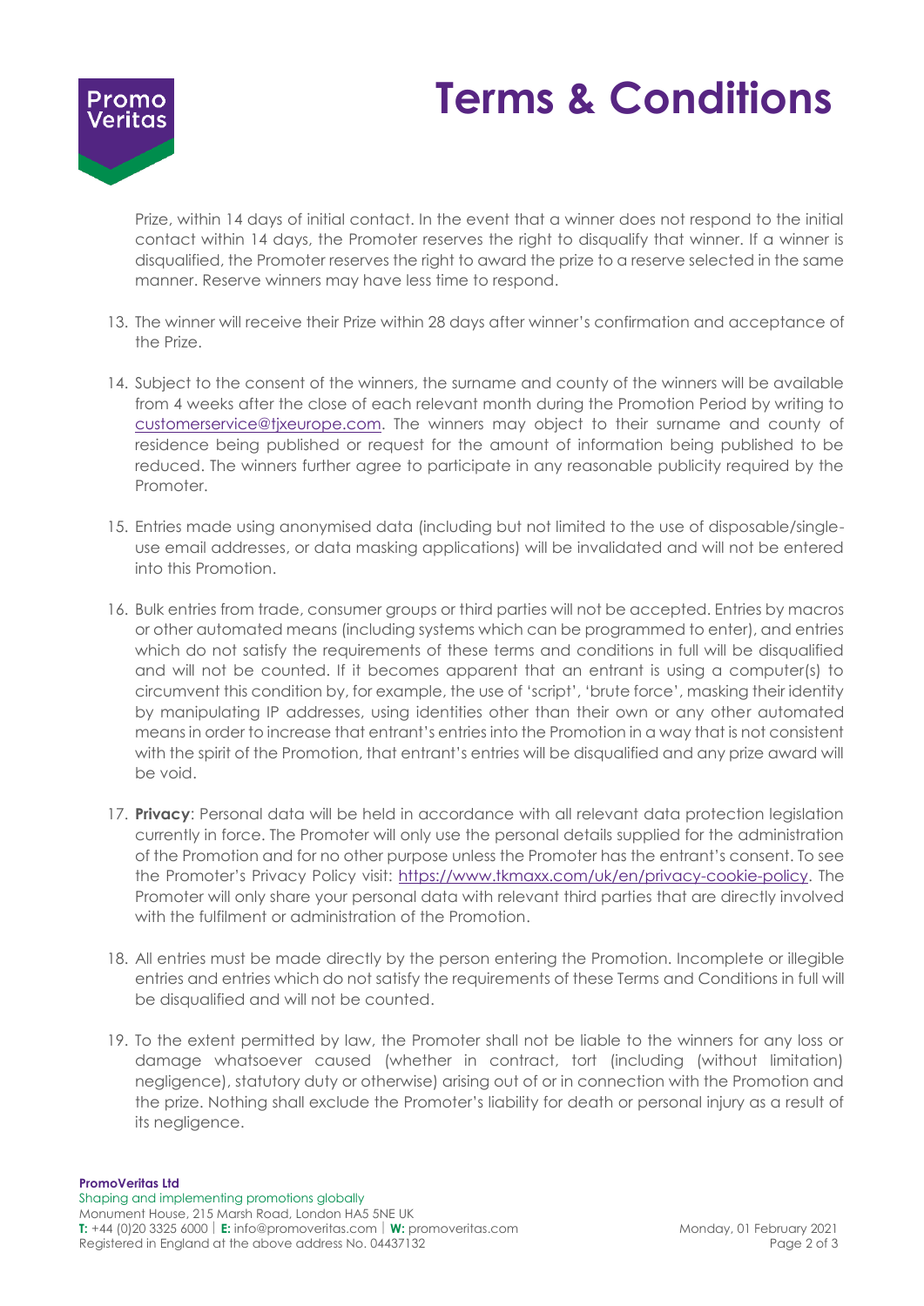Prize, within 14 days of initial contact. In the event that a winner does not respond to the initial contact within 14 days, the Promoter reserves the right to disqualify that winner. If a winner is disqualified, the Promoter reserves the right to award the prize to a reserve selected in the same manner. Reserve winners may have less time to respond.

13. The winner will receive their Prize within 28 days after winner's confirmation and acceptance of the Prize.

14. Subject to the consent of the winners, the surname and county of the winners will be available from 4 weeks after the close of each relevant month during the Promotion Period by writing to customerservice@tjxeurope.com. The winners may object to their surname and county of residence being published or request for the amount of information being published to be reduced. The winners further agree to participate in any reasonable publicity required by the Promoter.

15. Entries made using anonymised data (including but not limited to the use of disposable/single-use email addresses, or data masking applications) will be invalidated and will not be entered into this Promotion.

16. Bulk entries from trade, consumer groups or third parties will not be accepted. Entries by macros or other automated means (including systems which can be programmed to enter), and entries which do not satisfy the requirements of these terms and conditions in full will be disqualified and will not be counted. If it becomes apparent that an entrant is using a computer(s) to circumvent this condition by, for example, the use of 'script', 'brute force', masking their identity by manipulating IP addresses, using identities other than their own or any other automated means in order to increase that entrant's entries into the Promotion in a way that is not consistent with the spirit of the Promotion, that entrant's entries will be disqualified and any prize award will be void.

17. **Privacy**: Personal data will be held in accordance with all relevant data protection legislation currently in force. The Promoter will only use the personal details supplied for the administration of the Promotion and for no other purpose unless the Promoter has the entrant's consent. To see the Promoter's Privacy Policy visit: https://www.tkmaxx.com/uk/en/privacy-cookie-policy. The Promoter will only share your personal data with relevant third parties that are directly involved with the fulfilment or administration of the Promotion.

18. All entries must be made directly by the person entering the Promotion. Incomplete or illegible entries and entries which do not satisfy the requirements of these Terms and Conditions in full will be disqualified and will not be counted.

19. To the extent permitted by law, the Promoter shall not be liable to the winners for any loss or damage whatsoever caused (whether in contract, tort (including (without limitation) negligence), statutory duty or otherwise) arising out of or in connection with the Promotion and the prize. Nothing shall exclude the Promoter's liability for death or personal injury as a result of its negligence.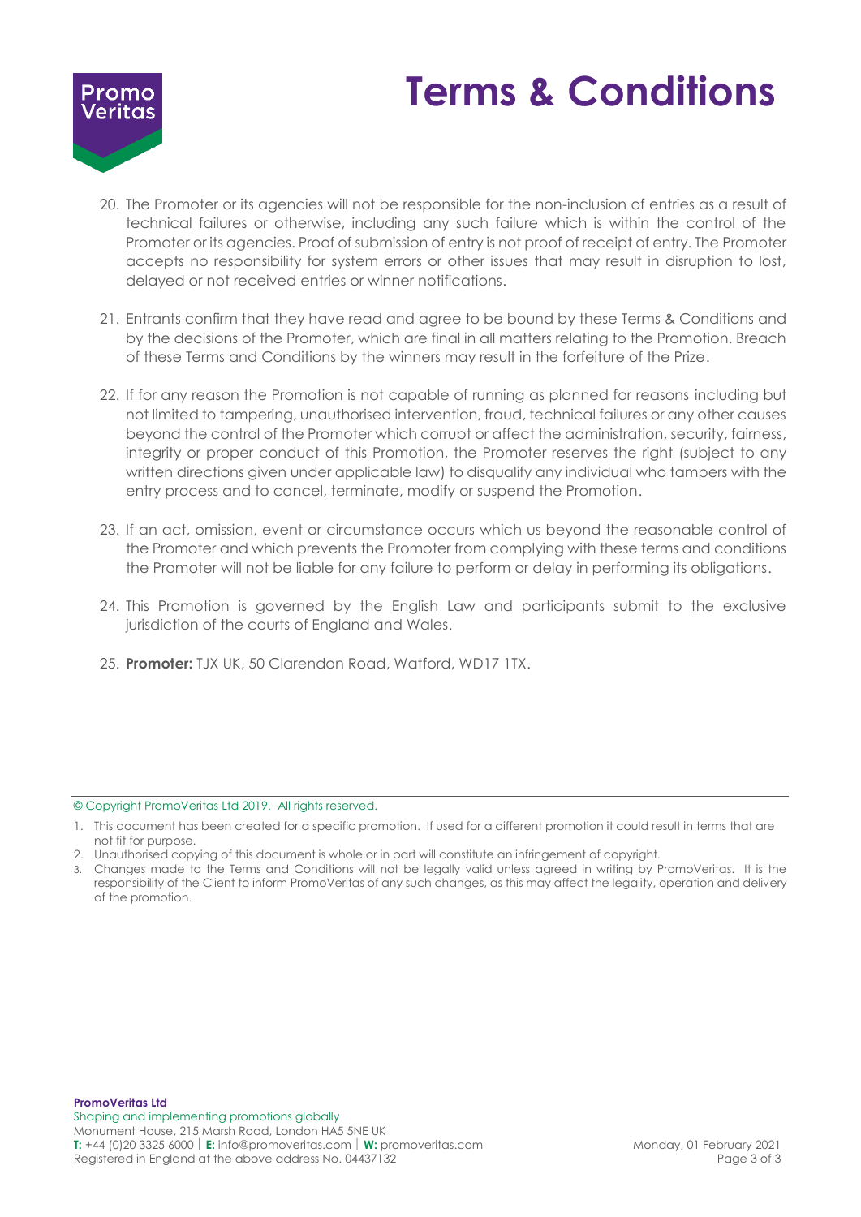# Terms & Conditions

20. The Promoter or its agencies will not be responsible for the non-inclusion of entries as a result of technical failures or otherwise, including any such failure which is within the control of the Promoter or its agencies. Proof of submission of entry is not proof of receipt of entry. The Promoter accepts no responsibility for system errors or other issues that may result in disruption to lost, delayed or not received entries or winner notifications.

21. Entrants confirm that they have read and agree to be bound by these Terms & Conditions and by the decisions of the Promoter, which are final in all matters relating to the Promotion. Breach of these Terms and Conditions by the winners may result in the forfeiture of the Prize.

22. If for any reason the Promotion is not capable of running as planned for reasons including but not limited to tampering, unauthorised intervention, fraud, technical failures or any other causes beyond the control of the Promoter which corrupt or affect the administration, security, fairness, integrity or proper conduct of this Promotion, the Promoter reserves the right (subject to any written directions given under applicable law) to disqualify any individual who tampers with the entry process and to cancel, terminate, modify or suspend the Promotion.

23. If an act, omission, event or circumstance occurs which us beyond the reasonable control of the Promoter and which prevents the Promoter from complying with these terms and conditions the Promoter will not be liable for any failure to perform or delay in performing its obligations.

24. This Promotion is governed by the English Law and participants submit to the exclusive jurisdiction of the courts of England and Wales.

25. **Promoter:** TJX UK, 50 Clarendon Road, Watford, WD17 1TX.

---

© Copyright PromoVeritas Ltd 2019. All rights reserved.

1. This document has been created for a specific promotion. If used for a different promotion it could result in terms that are not fit for purpose.
2. Unauthorised copying of this document is whole or in part will constitute an infringement of copyright.
3. Changes made to the Terms and Conditions will not be legally valid unless agreed in writing by PromoVeritas. It is the responsibility of the Client to inform PromoVeritas of any such changes, as this may affect the legality, operation and delivery of the promotion.

**PromoVeritas Ltd**
Shaping and implementing promotions globally
Monument House, 215 Marsh Road, London HA5 5NE UK
**T:** +44 (0)20 3325 6000 | **E:** info@promoveritas.com | **W:** promoveritas.com
Registered in England at the above address No. 04437132

Monday, 01 February 2021